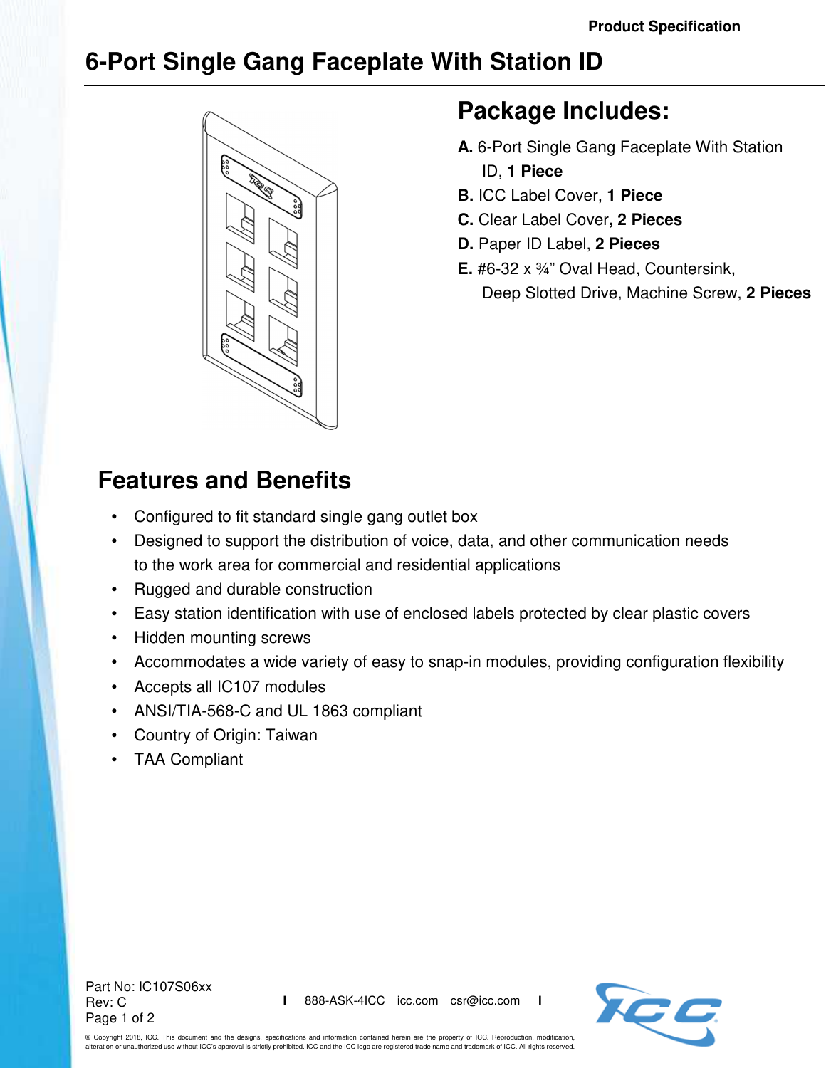Product Specification

# 6-Port Single Gang Faceplate With Station ID

## Package Includes:

**A.** 6-Port Single Gang Faceplate With Station ID, **1 Piece**

**B.** ICC Label Cover, **1 Piece**

**C.** Clear Label Cover**, 2 Pieces**

**D.** Paper ID Label, **2 Pieces**

**E.** #6-32 x ¾" Oval Head, Countersink, Deep Slotted Drive, Machine Screw, **2 Pieces**

## Features and Benefits

- Configured to fit standard single gang outlet box
- Designed to support the distribution of voice, data, and other communication needs to the work area for commercial and residential applications
- Rugged and durable construction
- Easy station identification with use of enclosed labels protected by clear plastic covers
- Hidden mounting screws
- Accommodates a wide variety of easy to snap-in modules, providing configuration flexibility
- Accepts all IC107 modules
- ANSI/TIA-568-C and UL 1863 compliant
- Country of Origin: Taiwan
- TAA Compliant

Part No: IC107S06xx
Rev: C

888-ASK-4ICC icc.com csr@icc.com

© Copyright 2018, ICC. This document and the designs, specifications and information contained herein are the property of ICC. Reproduction, modification, alteration or unauthorized use without ICC's approval is strictly prohibited. ICC and the ICC logo are registered trade name and trademark of ICC. All rights reserved.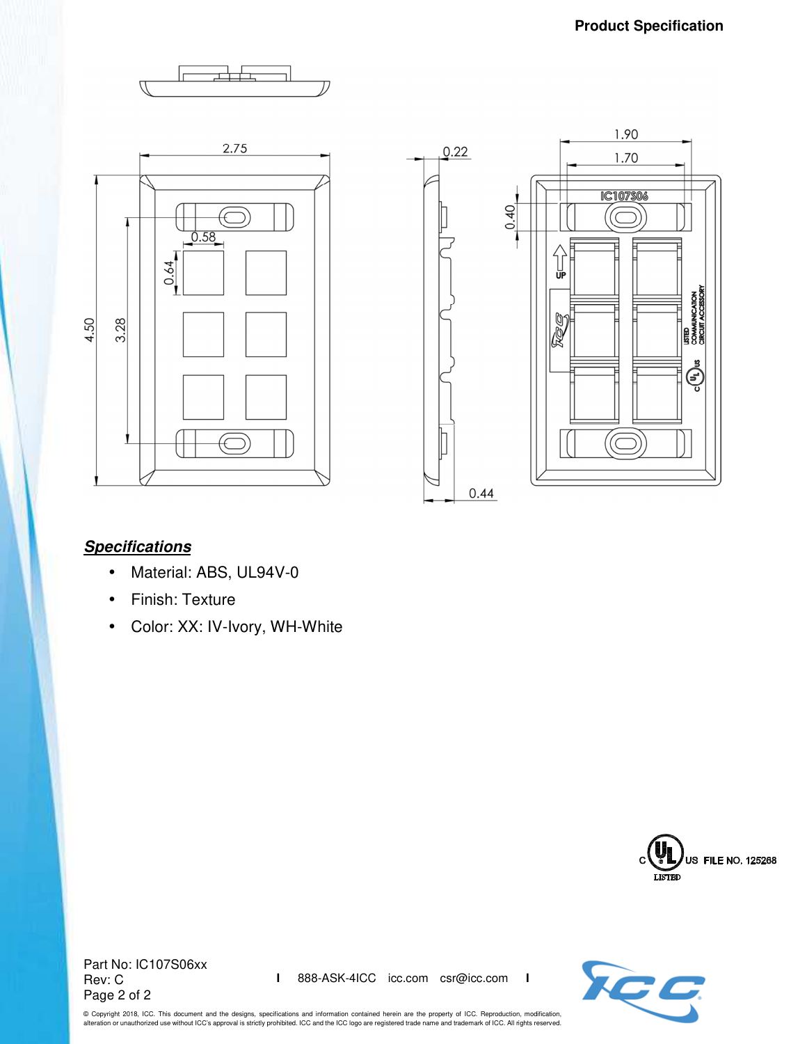Product Specification

2.75

0.22

1.90

1.70

IC107S06

0.40

0.58

0.64

4.50

3.28

UP

LISTED COMMUNICATION CIRCUIT ACCESSORY

0.44

## ***Specifications***

- Material: ABS, UL94V-0
- Finish: Texture
- Color: XX: IV-Ivory, WH-White

US FILE NO. 125268

LISTED

Part No: IC107S06xx
Rev: C

888-ASK-4ICC icc.com csr@icc.com

© Copyright 2018, ICC. This document and the designs, specifications and information contained herein are the property of ICC. Reproduction, modification, alteration or unauthorized use without ICC's approval is strictly prohibited. ICC and the ICC logo are registered trade name and trademark of ICC. All rights reserved.